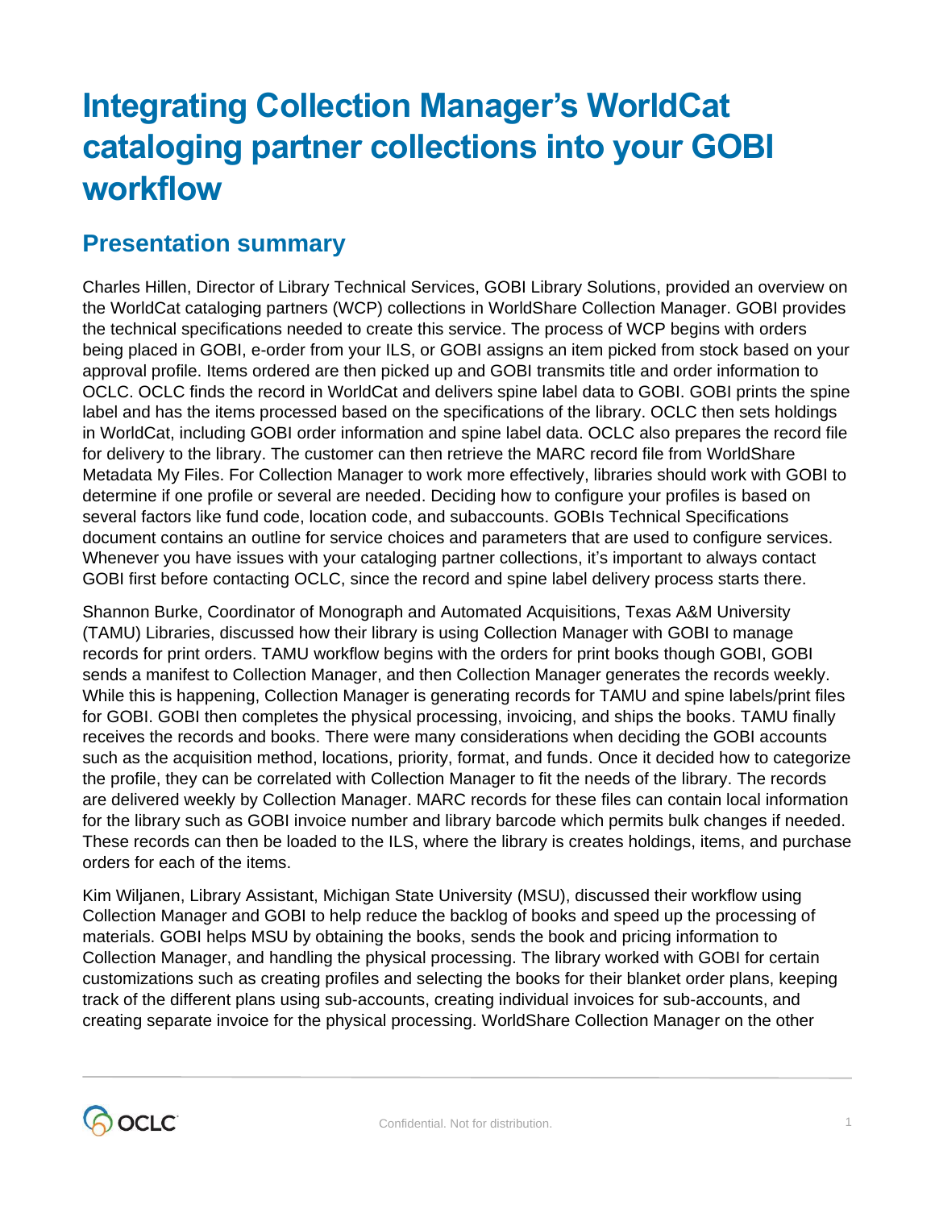# Integrating Collection Manager's WorldCat cataloging partner collections into your GOBI workflow

## Presentation summary

Charles Hillen, Director of Library Technical Services, GOBI Library Solutions, provided an overview on the WorldCat cataloging partners (WCP) collections in WorldShare Collection Manager. GOBI provides the technical specifications needed to create this service. The process of WCP begins with orders being placed in GOBI, e-order from your ILS, or GOBI assigns an item picked from stock based on your approval profile. Items ordered are then picked up and GOBI transmits title and order information to OCLC. OCLC finds the record in WorldCat and delivers spine label data to GOBI. GOBI prints the spine label and has the items processed based on the specifications of the library. OCLC then sets holdings in WorldCat, including GOBI order information and spine label data. OCLC also prepares the record file for delivery to the library. The customer can then retrieve the MARC record file from WorldShare Metadata My Files. For Collection Manager to work more effectively, libraries should work with GOBI to determine if one profile or several are needed. Deciding how to configure your profiles is based on several factors like fund code, location code, and subaccounts. GOBIs Technical Specifications document contains an outline for service choices and parameters that are used to configure services. Whenever you have issues with your cataloging partner collections, it's important to always contact GOBI first before contacting OCLC, since the record and spine label delivery process starts there.

Shannon Burke, Coordinator of Monograph and Automated Acquisitions, Texas A&M University (TAMU) Libraries, discussed how their library is using Collection Manager with GOBI to manage records for print orders. TAMU workflow begins with the orders for print books though GOBI, GOBI sends a manifest to Collection Manager, and then Collection Manager generates the records weekly. While this is happening, Collection Manager is generating records for TAMU and spine labels/print files for GOBI. GOBI then completes the physical processing, invoicing, and ships the books. TAMU finally receives the records and books. There were many considerations when deciding the GOBI accounts such as the acquisition method, locations, priority, format, and funds. Once it decided how to categorize the profile, they can be correlated with Collection Manager to fit the needs of the library. The records are delivered weekly by Collection Manager. MARC records for these files can contain local information for the library such as GOBI invoice number and library barcode which permits bulk changes if needed. These records can then be loaded to the ILS, where the library is creates holdings, items, and purchase orders for each of the items.

Kim Wiljanen, Library Assistant, Michigan State University (MSU), discussed their workflow using Collection Manager and GOBI to help reduce the backlog of books and speed up the processing of materials. GOBI helps MSU by obtaining the books, sends the book and pricing information to Collection Manager, and handling the physical processing. The library worked with GOBI for certain customizations such as creating profiles and selecting the books for their blanket order plans, keeping track of the different plans using sub-accounts, creating individual invoices for sub-accounts, and creating separate invoice for the physical processing. WorldShare Collection Manager on the other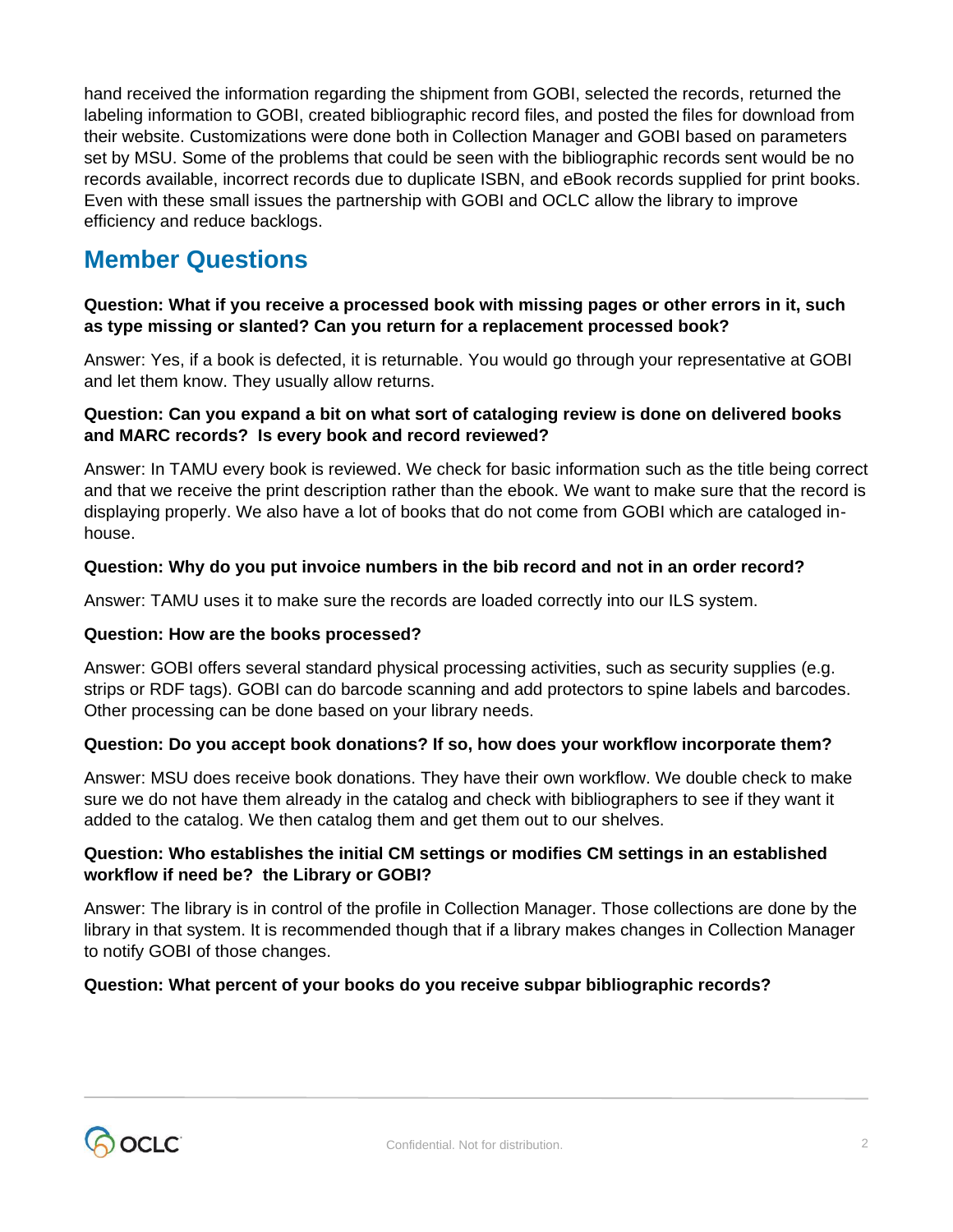hand received the information regarding the shipment from GOBI, selected the records, returned the labeling information to GOBI, created bibliographic record files, and posted the files for download from their website. Customizations were done both in Collection Manager and GOBI based on parameters set by MSU. Some of the problems that could be seen with the bibliographic records sent would be no records available, incorrect records due to duplicate ISBN, and eBook records supplied for print books. Even with these small issues the partnership with GOBI and OCLC allow the library to improve efficiency and reduce backlogs.

## Member Questions

**Question: What if you receive a processed book with missing pages or other errors in it, such as type missing or slanted? Can you return for a replacement processed book?**

Answer: Yes, if a book is defected, it is returnable. You would go through your representative at GOBI and let them know. They usually allow returns.

**Question: Can you expand a bit on what sort of cataloging review is done on delivered books and MARC records? Is every book and record reviewed?**

Answer: In TAMU every book is reviewed. We check for basic information such as the title being correct and that we receive the print description rather than the ebook. We want to make sure that the record is displaying properly. We also have a lot of books that do not come from GOBI which are cataloged in-house.

**Question: Why do you put invoice numbers in the bib record and not in an order record?**

Answer: TAMU uses it to make sure the records are loaded correctly into our ILS system.

**Question: How are the books processed?**

Answer: GOBI offers several standard physical processing activities, such as security supplies (e.g. strips or RDF tags). GOBI can do barcode scanning and add protectors to spine labels and barcodes. Other processing can be done based on your library needs.

**Question: Do you accept book donations? If so, how does your workflow incorporate them?**

Answer: MSU does receive book donations. They have their own workflow. We double check to make sure we do not have them already in the catalog and check with bibliographers to see if they want it added to the catalog. We then catalog them and get them out to our shelves.

**Question: Who establishes the initial CM settings or modifies CM settings in an established workflow if need be? the Library or GOBI?**

Answer: The library is in control of the profile in Collection Manager. Those collections are done by the library in that system. It is recommended though that if a library makes changes in Collection Manager to notify GOBI of those changes.

**Question: What percent of your books do you receive subpar bibliographic records?**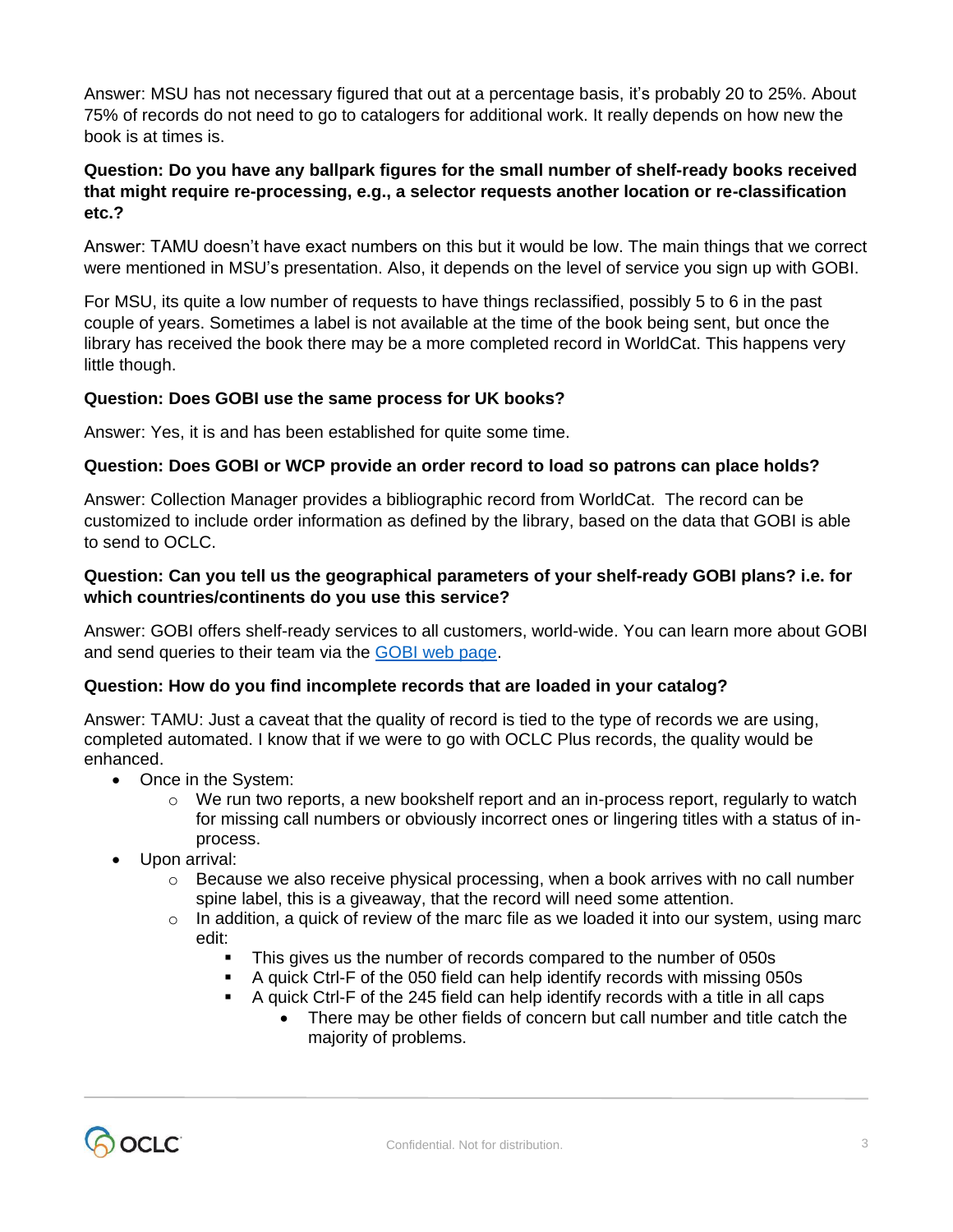Answer: MSU has not necessary figured that out at a percentage basis, it's probably 20 to 25%. About 75% of records do not need to go to catalogers for additional work. It really depends on how new the book is at times is.

**Question: Do you have any ballpark figures for the small number of shelf-ready books received that might require re-processing, e.g., a selector requests another location or re-classification etc.?**

Answer: TAMU doesn't have exact numbers on this but it would be low. The main things that we correct were mentioned in MSU's presentation. Also, it depends on the level of service you sign up with GOBI.

For MSU, its quite a low number of requests to have things reclassified, possibly 5 to 6 in the past couple of years. Sometimes a label is not available at the time of the book being sent, but once the library has received the book there may be a more completed record in WorldCat. This happens very little though.

**Question: Does GOBI use the same process for UK books?**

Answer: Yes, it is and has been established for quite some time.

**Question: Does GOBI or WCP provide an order record to load so patrons can place holds?**

Answer: Collection Manager provides a bibliographic record from WorldCat. The record can be customized to include order information as defined by the library, based on the data that GOBI is able to send to OCLC.

**Question: Can you tell us the geographical parameters of your shelf-ready GOBI plans? i.e. for which countries/continents do you use this service?**

Answer: GOBI offers shelf-ready services to all customers, world-wide. You can learn more about GOBI and send queries to their team via the [GOBI web page](#).

**Question: How do you find incomplete records that are loaded in your catalog?**

Answer: TAMU: Just a caveat that the quality of record is tied to the type of records we are using, completed automated. I know that if we were to go with OCLC Plus records, the quality would be enhanced.

- Once in the System:
  - We run two reports, a new bookshelf report and an in-process report, regularly to watch for missing call numbers or obviously incorrect ones or lingering titles with a status of in-process.
- Upon arrival:
  - Because we also receive physical processing, when a book arrives with no call number spine label, this is a giveaway, that the record will need some attention.
  - In addition, a quick of review of the marc file as we loaded it into our system, using marc edit:
    - This gives us the number of records compared to the number of 050s
    - A quick Ctrl-F of the 050 field can help identify records with missing 050s
    - A quick Ctrl-F of the 245 field can help identify records with a title in all caps
      - There may be other fields of concern but call number and title catch the majority of problems.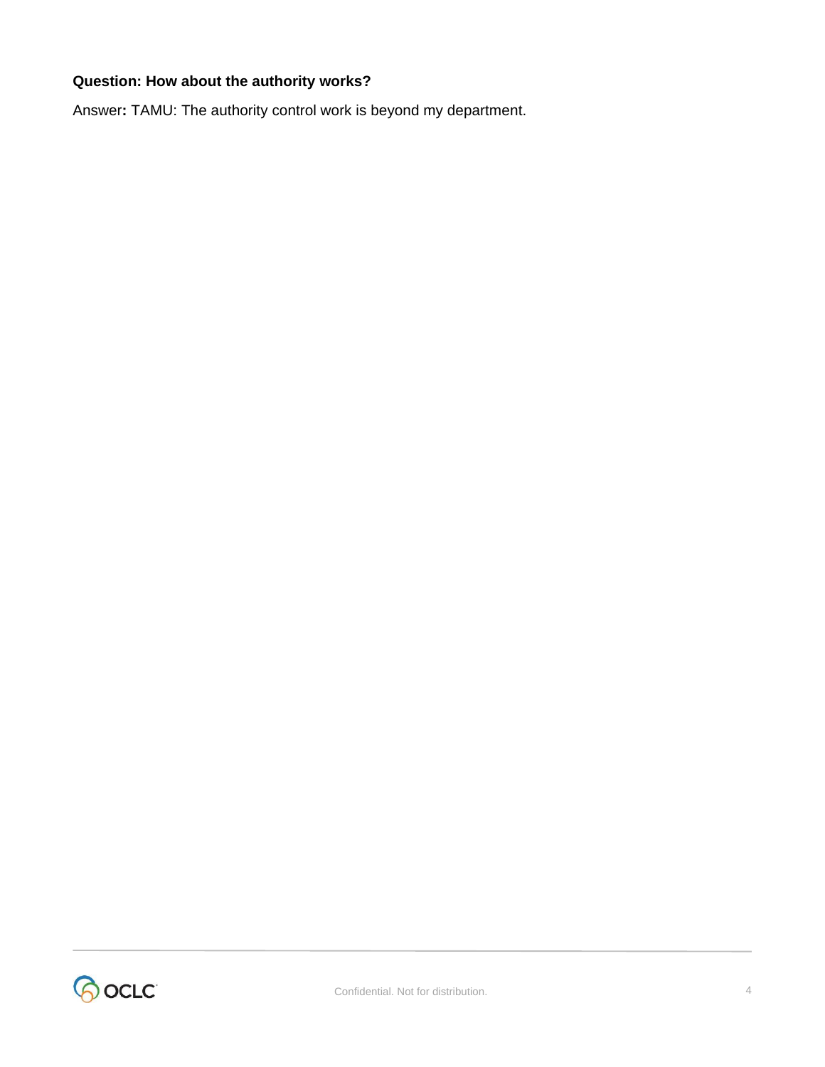**Question: How about the authority works?**

Answer**:** TAMU: The authority control work is beyond my department.